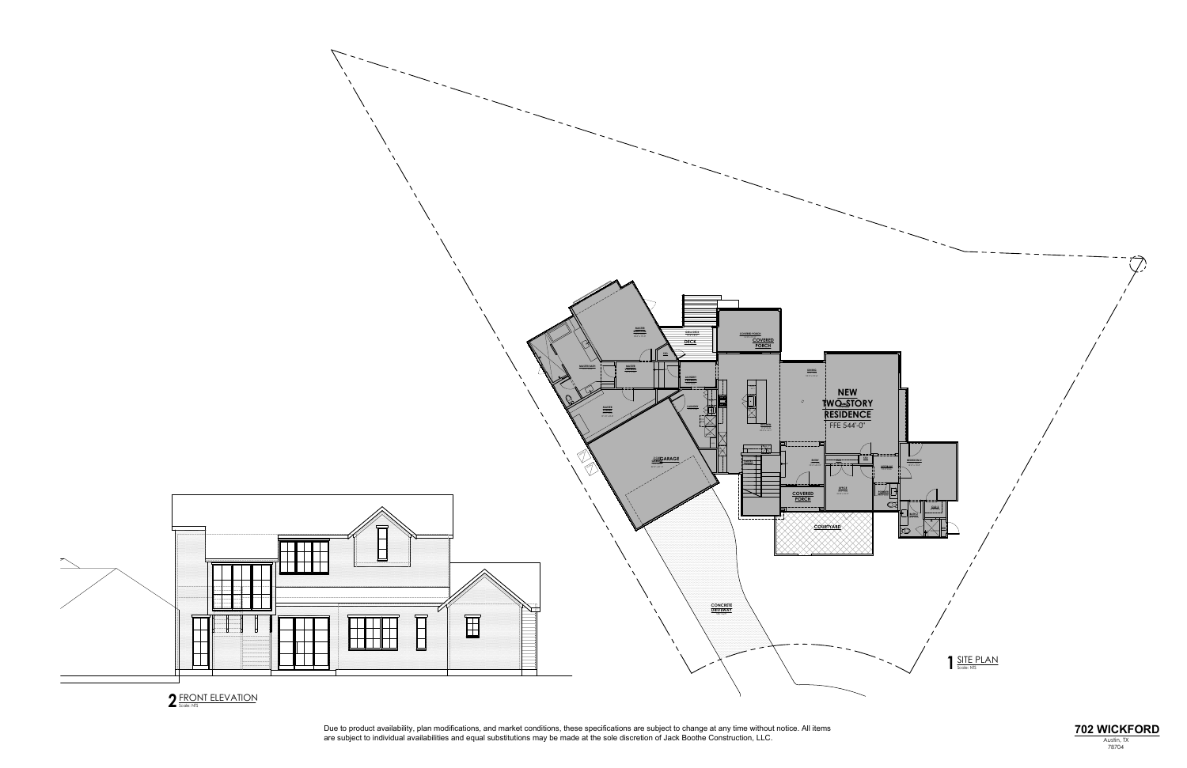NEW TWO-STORY RESIDENCE

FFE 544'-0"

COVERED PORCH

DECK

GARAGE

COVERED PORCH

COURTYARD

CONCRETE DRIVEWAY

1 SITE PLAN
Scale: NTS

2 FRONT ELEVATION
Scale: NTS

Due to product availability, plan modifications, and market conditions, these specifications are subject to change at any time without notice. All items are subject to individual availabilities and equal substitutions may be made at the sole discretion of Jack Boothe Construction, LLC.

**702 WICKFORD**
Austin, TX
78704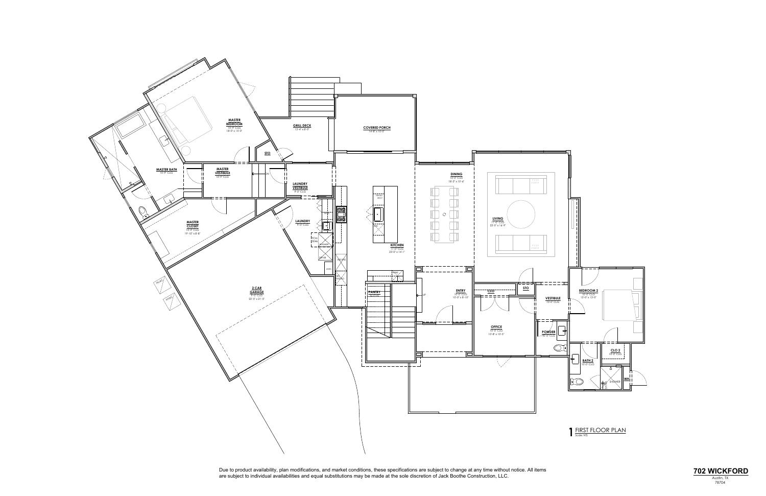MASTER BEDROOM
10'-9" CLG
18'-0" x 15'-0"

GRILL DECK
13'-4" x 8'-0"

COVERED PORCH
14'-8" x 10'-0"

STO

MASTER BATH
10'-9" CLG

MASTER VESTIBULE
10'-9" CLG

LAUNDRY VESTIBULE
9'-0" CLG

DINING
10'-0" CLG
18'-3" x 10'-6"

LIVING
11'-0" CLG
23'-0" x 16'-9"

LAUNDRY
9'-0" CLG

KITCHEN
11'-0" CLG
23'-0" x 14'-1"

MASTER CLOSET
10'-9" CLG
19'-10" x 8'-8"

PANTRY

ENTRY
10'-0" CLG
10'-0" x 8'-10"

CLO

STO

VESTIBULE
10'-0" CLG

BEDROOM 2
10'-0" CLG
13'-0" x 13'-0"

2 CAR GARAGE
9'-0" CLG
22'-5" x 21'-5"

OFFICE
10'-0" CLG
10'-8" x 10'-5"

POWDER
10'-0" CLG

CLO 2
10'-0" CLG

BATH 2
10'-0" CLG

SHOWER

WH

1 FIRST FLOOR PLAN
Scale: NTS

Due to product availability, plan modifications, and market conditions, these specifications are subject to change at any time without notice. All items are subject to individual availabilities and equal substitutions may be made at the sole discretion of Jack Boothe Construction, LLC.

**702 WICKFORD**
Austin, TX
78704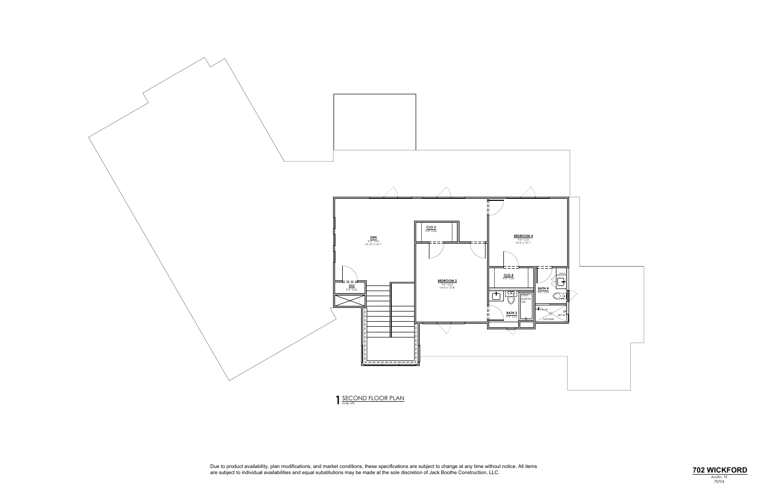DEN
9'-0" CLG
14'-10" x 14'-1"

CLO 3
9'-0" CLG

BEDROOM 4
9'-0" CLG
14'-0" x 12'-1"

BEDROOM 3
9'-0" CLG
14'-0" x 12'-8"

STO
9'-0" CLG

CLO 4
9'-0" CLG

BATH 4
9'-0" CLG

BATH 3
9'-0" CLG

32X60 SLIDE IN TUB

VALVE

NICHE

SHOWER

1 SECOND FLOOR PLAN
Scale: NTS

Due to product availability, plan modifications, and market conditions, these specifications are subject to change at any time without notice. All items are subject to individual availabilities and equal substitutions may be made at the sole discretion of Jack Boothe Construction, LLC.

**702 WICKFORD**
Austin, TX
78704